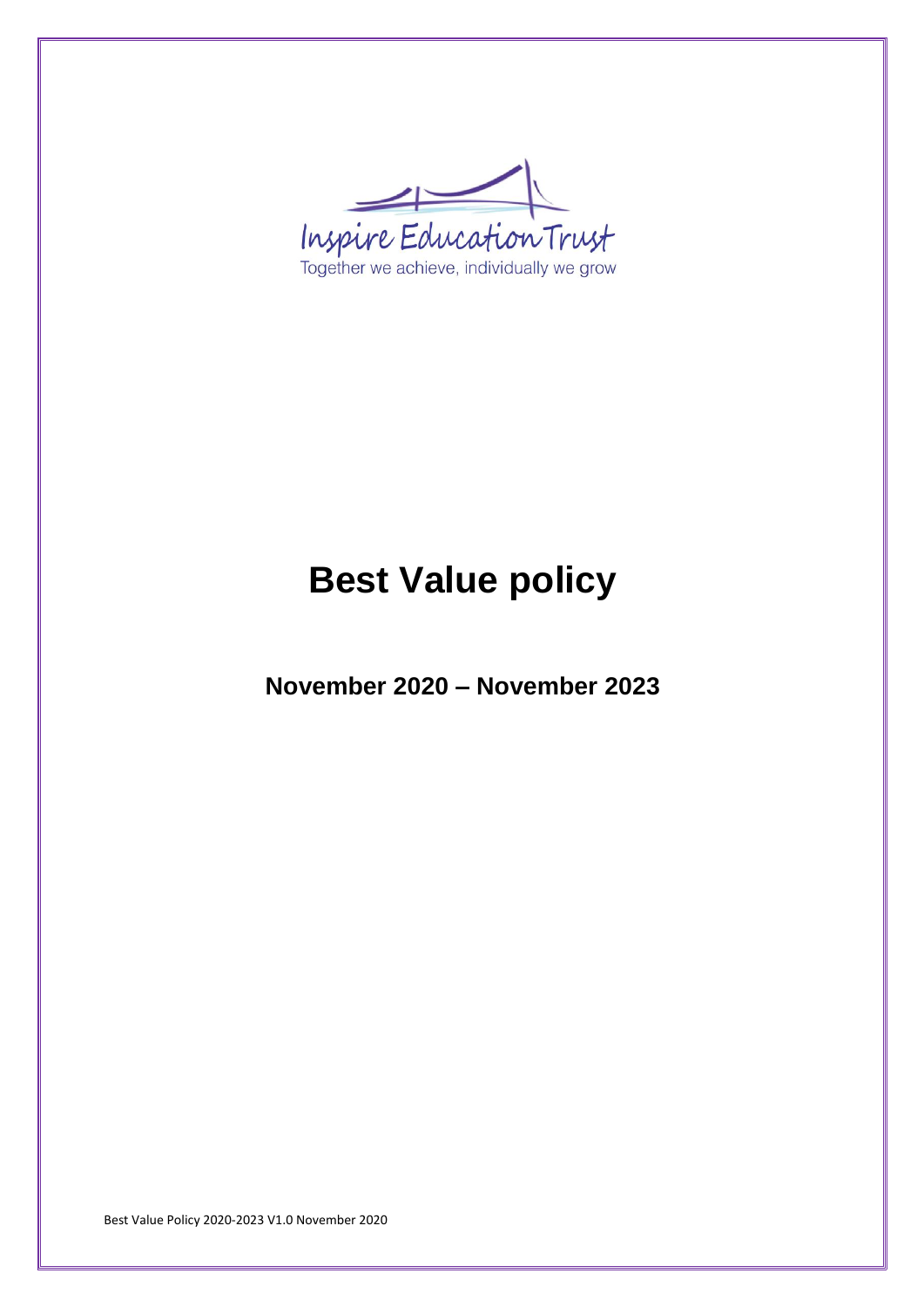Inspire Education Trust

Together we achieve, individually we grow

# Best Value policy

## November 2020 – November 2023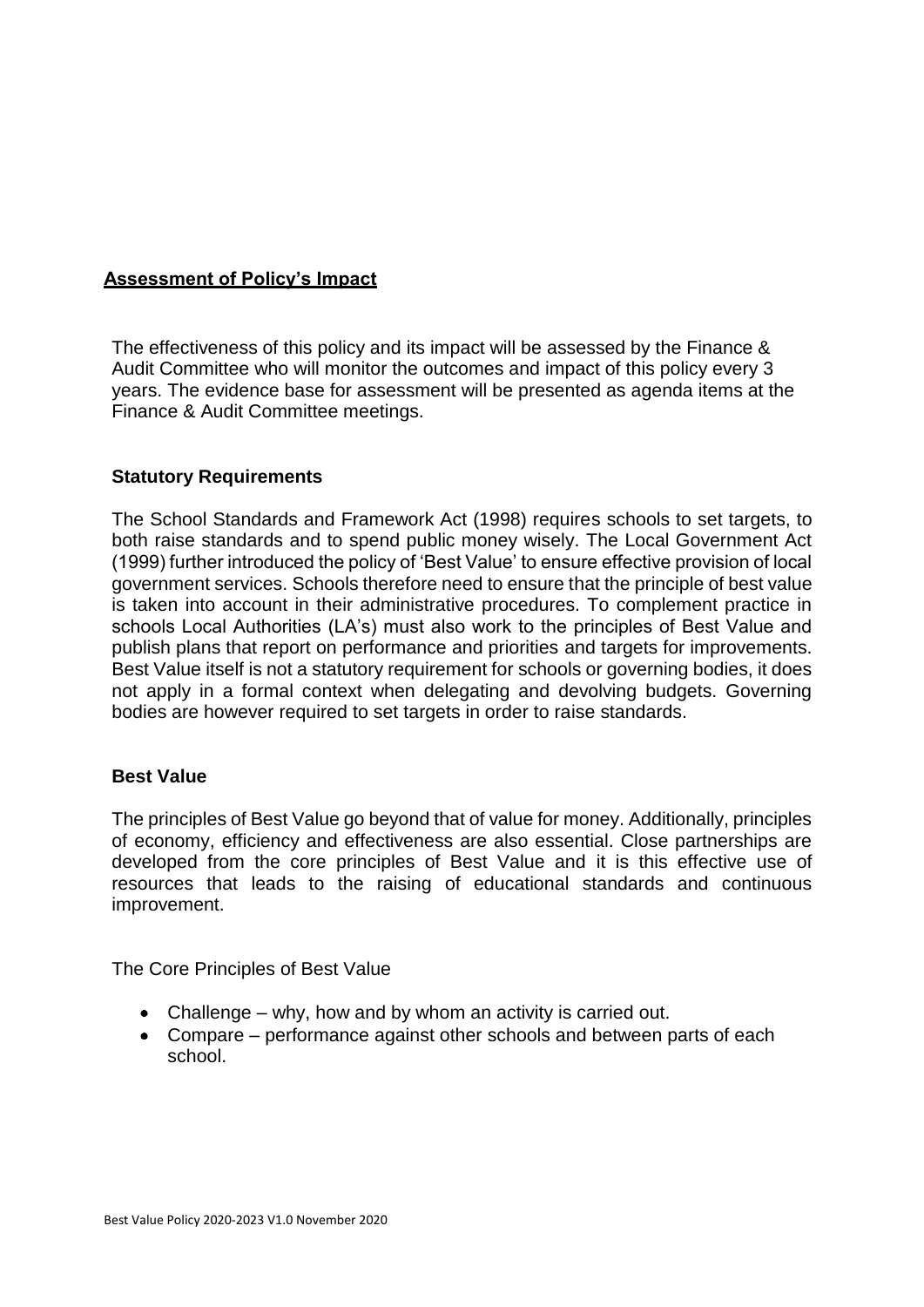## Assessment of Policy's Impact

The effectiveness of this policy and its impact will be assessed by the Finance & Audit Committee who will monitor the outcomes and impact of this policy every 3 years. The evidence base for assessment will be presented as agenda items at the Finance & Audit Committee meetings.

### Statutory Requirements

The School Standards and Framework Act (1998) requires schools to set targets, to both raise standards and to spend public money wisely. The Local Government Act (1999) further introduced the policy of 'Best Value' to ensure effective provision of local government services. Schools therefore need to ensure that the principle of best value is taken into account in their administrative procedures. To complement practice in schools Local Authorities (LA's) must also work to the principles of Best Value and publish plans that report on performance and priorities and targets for improvements. Best Value itself is not a statutory requirement for schools or governing bodies, it does not apply in a formal context when delegating and devolving budgets. Governing bodies are however required to set targets in order to raise standards.

### Best Value

The principles of Best Value go beyond that of value for money. Additionally, principles of economy, efficiency and effectiveness are also essential. Close partnerships are developed from the core principles of Best Value and it is this effective use of resources that leads to the raising of educational standards and continuous improvement.

The Core Principles of Best Value

- Challenge – why, how and by whom an activity is carried out.
- Compare – performance against other schools and between parts of each school.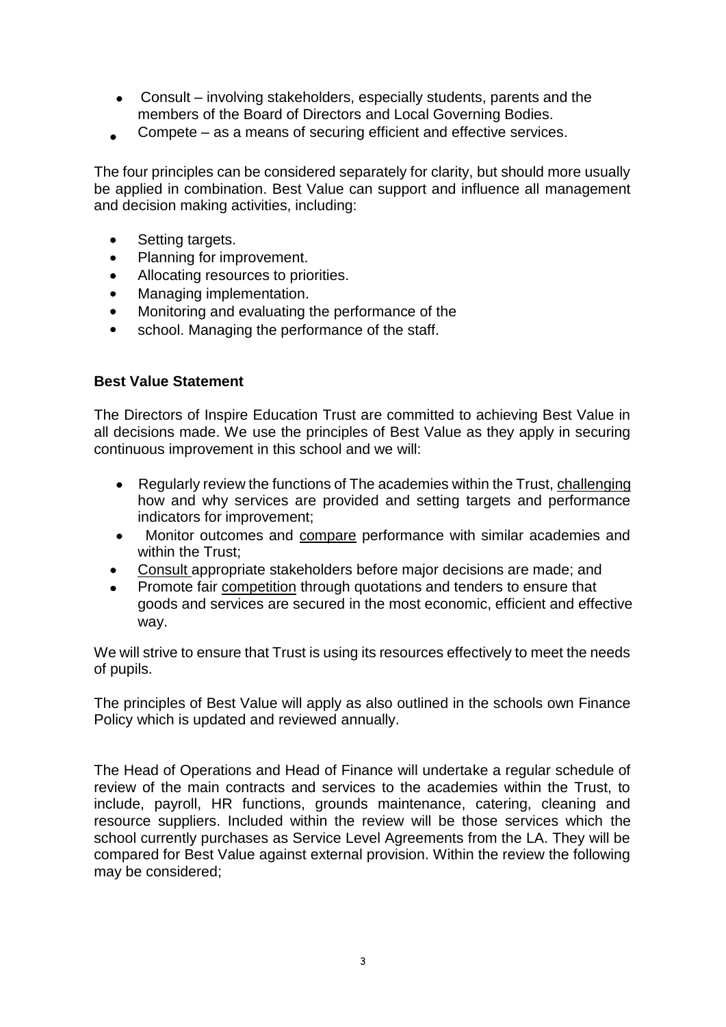- Consult – involving stakeholders, especially students, parents and the members of the Board of Directors and Local Governing Bodies.
- Compete – as a means of securing efficient and effective services.

The four principles can be considered separately for clarity, but should more usually be applied in combination. Best Value can support and influence all management and decision making activities, including:

- Setting targets.
- Planning for improvement.
- Allocating resources to priorities.
- Managing implementation.
- Monitoring and evaluating the performance of the
- school. Managing the performance of the staff.

**Best Value Statement**

The Directors of Inspire Education Trust are committed to achieving Best Value in all decisions made. We use the principles of Best Value as they apply in securing continuous improvement in this school and we will:

- Regularly review the functions of The academies within the Trust, <u>challenging</u> how and why services are provided and setting targets and performance indicators for improvement;
- Monitor outcomes and <u>compare</u> performance with similar academies and within the Trust;
- <u>Consult</u> appropriate stakeholders before major decisions are made; and
- Promote fair <u>competition</u> through quotations and tenders to ensure that goods and services are secured in the most economic, efficient and effective way.

We will strive to ensure that Trust is using its resources effectively to meet the needs of pupils.

The principles of Best Value will apply as also outlined in the schools own Finance Policy which is updated and reviewed annually.

The Head of Operations and Head of Finance will undertake a regular schedule of review of the main contracts and services to the academies within the Trust, to include, payroll, HR functions, grounds maintenance, catering, cleaning and resource suppliers. Included within the review will be those services which the school currently purchases as Service Level Agreements from the LA. They will be compared for Best Value against external provision. Within the review the following may be considered;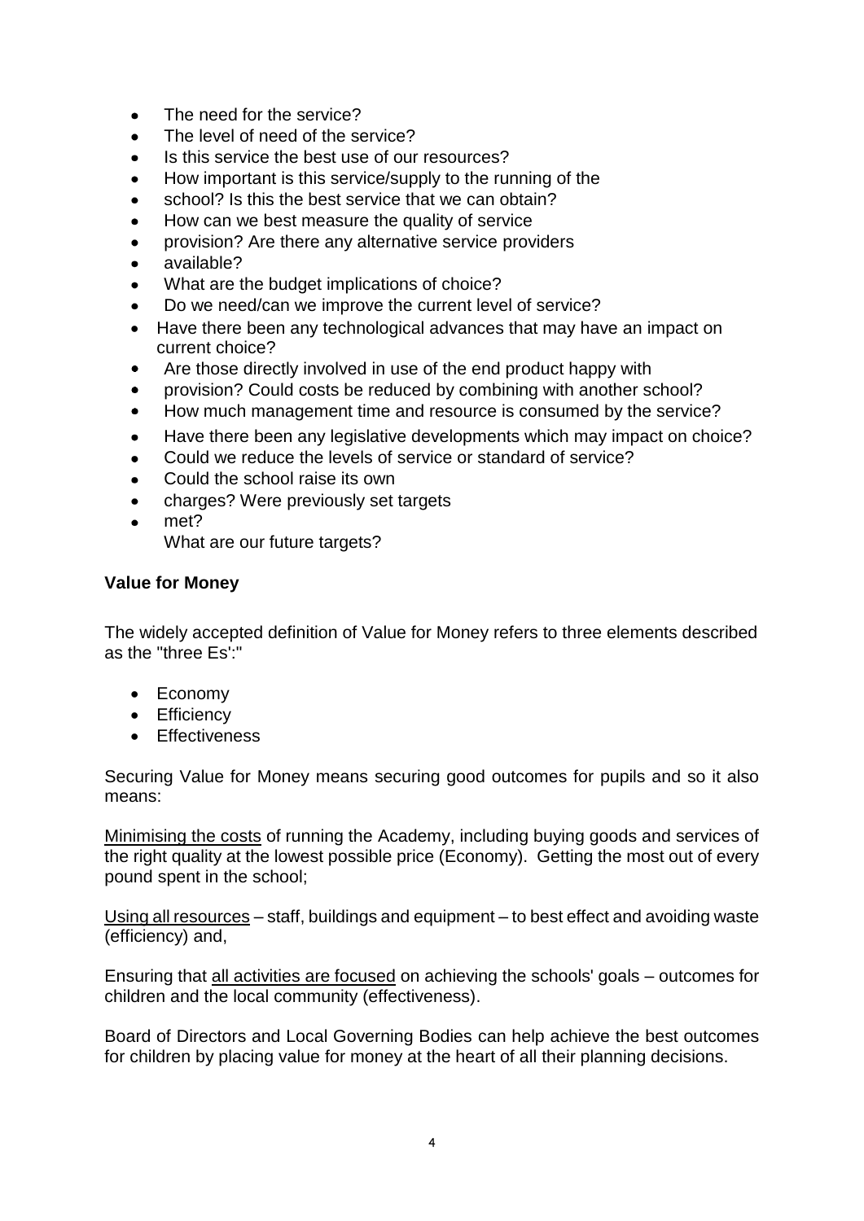- The need for the service?
- The level of need of the service?
- Is this service the best use of our resources?
- How important is this service/supply to the running of the
- school? Is this the best service that we can obtain?
- How can we best measure the quality of service
- provision? Are there any alternative service providers
- available?
- What are the budget implications of choice?
- Do we need/can we improve the current level of service?
- Have there been any technological advances that may have an impact on current choice?
- Are those directly involved in use of the end product happy with
- provision? Could costs be reduced by combining with another school?
- How much management time and resource is consumed by the service?
- Have there been any legislative developments which may impact on choice?
- Could we reduce the levels of service or standard of service?
- Could the school raise its own
- charges? Were previously set targets
- met?
  What are our future targets?

**Value for Money**

The widely accepted definition of Value for Money refers to three elements described as the "three Es':"

- Economy
- Efficiency
- Effectiveness

Securing Value for Money means securing good outcomes for pupils and so it also means:

<u>Minimising the costs</u> of running the Academy, including buying goods and services of the right quality at the lowest possible price (Economy). Getting the most out of every pound spent in the school;

<u>Using all resources</u> – staff, buildings and equipment – to best effect and avoiding waste (efficiency) and,

Ensuring that <u>all activities are focused</u> on achieving the schools' goals – outcomes for children and the local community (effectiveness).

Board of Directors and Local Governing Bodies can help achieve the best outcomes for children by placing value for money at the heart of all their planning decisions.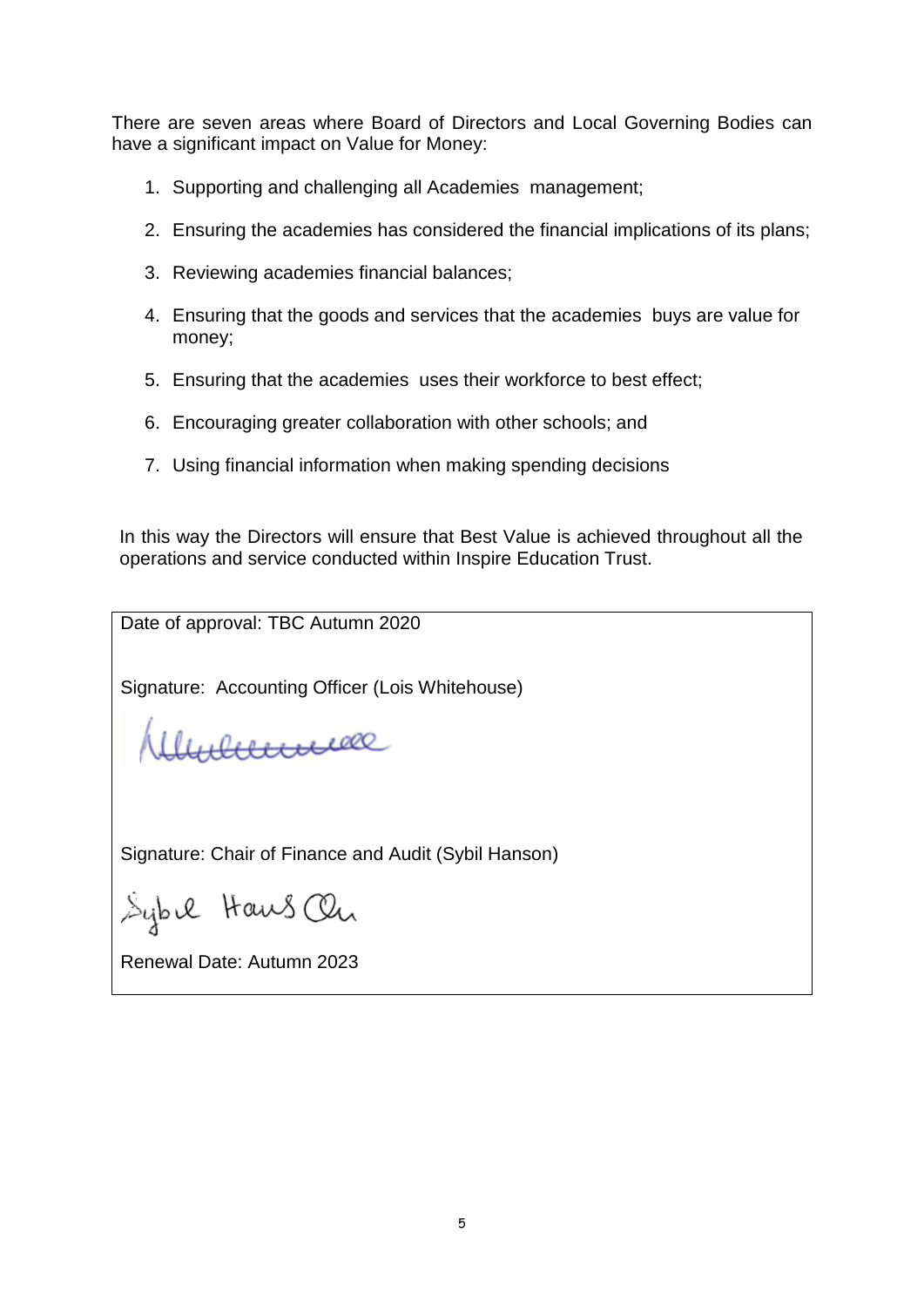There are seven areas where Board of Directors and Local Governing Bodies can have a significant impact on Value for Money:

1. Supporting and challenging all Academies management;
2. Ensuring the academies has considered the financial implications of its plans;
3. Reviewing academies financial balances;
4. Ensuring that the goods and services that the academies buys are value for money;
5. Ensuring that the academies uses their workforce to best effect;
6. Encouraging greater collaboration with other schools; and
7. Using financial information when making spending decisions

In this way the Directors will ensure that Best Value is achieved throughout all the operations and service conducted within Inspire Education Trust.

| |
|---|
| Date of approval: TBC Autumn 2020<br><br>Signature: Accounting Officer (Lois Whitehouse)<br><br>Signature: Chair of Finance and Audit (Sybil Hanson)<br><br>Renewal Date: Autumn 2023 |